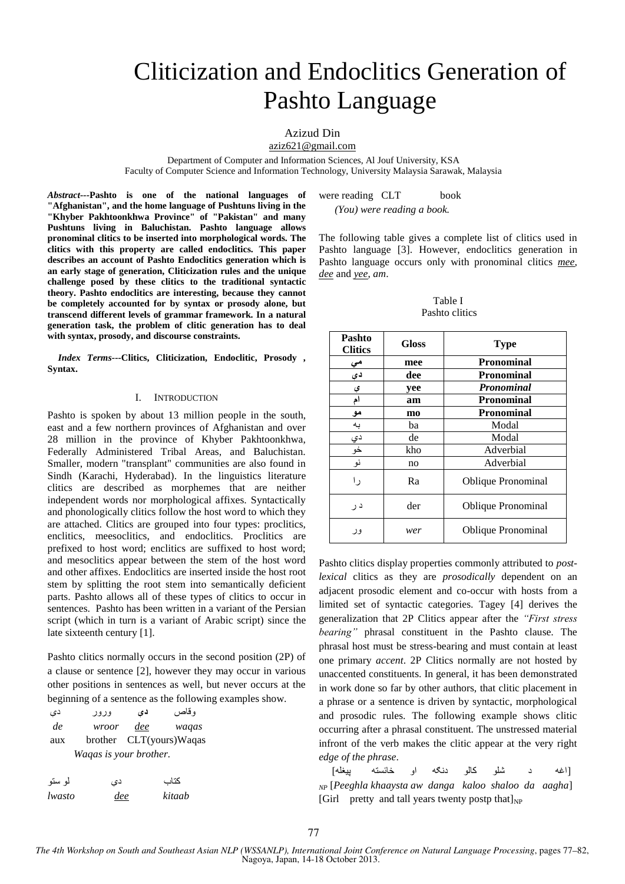# Cliticization and Endoclitics Generation of Pashto Language

Azizud Din
aziz621@gmail.com

Department of Computer and Information Sciences, Al Jouf University, KSA
Faculty of Computer Science and Information Technology, University Malaysia Sarawak, Malaysia

***Abstract*---Pashto is one of the national languages of "Afghanistan", and the home language of Pushtuns living in the "Khyber Pakhtoonkhwa Province" of "Pakistan" and many Pushtuns living in Baluchistan. Pashto language allows pronominal clitics to be inserted into morphological words. The clitics with this property are called endoclitics. This paper describes an account of Pashto Endoclitics generation which is an early stage of generation, Cliticization rules and the unique challenge posed by these clitics to the traditional syntactic theory. Pashto endoclitics are interesting, because they cannot be completely accounted for by syntax or prosody alone, but transcend different levels of grammar framework. In a natural generation task, the problem of clitic generation has to deal with syntax, prosody, and discourse constraints.**

***Index Terms*---Clitics, Cliticization, Endoclitic, Prosody , Syntax.**

## I. Introduction

Pashto is spoken by about 13 million people in the south, east and a few northern provinces of Afghanistan and over 28 million in the province of Khyber Pakhtoonkhwa, Federally Administered Tribal Areas, and Baluchistan. Smaller, modern "transplant" communities are also found in Sindh (Karachi, Hyderabad). In the linguistics literature clitics are described as morphemes that are neither independent words nor morphological affixes. Syntactically and phonologically clitics follow the host word to which they are attached. Clitics are grouped into four types: proclitics, enclitics, meesoclitics, and endoclitics. Proclitics are prefixed to host word; enclitics are suffixed to host word; and mesoclitics appear between the stem of the host word and other affixes. Endoclitics are inserted inside the host root stem by splitting the root stem into semantically deficient parts. Pashto allows all of these types of clitics to occur in sentences. Pashto has been written in a variant of the Persian script (which in turn is a variant of Arabic script) since the late sixteenth century [1].

Pashto clitics normally occurs in the second position (2P) of a clause or sentence [2], however they may occur in various other positions in sentences as well, but never occurs at the beginning of a sentence as the following examples show.

وقاص **دی** ورور دی

*de* *wroor* *dee* *waqas*

aux brother CLT(yours)Waqas

*Waqas is your brother.*

کتاب دي لوستو

*lwasto* *dee* *kitaab*

were reading CLT book

*(You) were reading a book.*

The following table gives a complete list of clitics used in Pashto language [3]. However, endoclitics generation in Pashto language occurs only with pronominal clitics *mee, dee* and *yee, am*.

Table I
Pashto clitics

| Pashto Clitics | Gloss | Type |
|---|---|---|
| **مي** | **mee** | **Pronominal** |
| **دی** | **dee** | **Pronominal** |
| **ي** | **yee** | ***Pronominal*** |
| **ام** | **am** | **Pronominal** |
| **مو** | **mo** | **Pronominal** |
| به | ba | Modal |
| دي | de | Modal |
| خو | kho | Adverbial |
| نو | no | Adverbial |
| را | Ra | Oblique Pronominal |
| در | der | Oblique Pronominal |
| ور | *wer* | Oblique Pronominal |

Pashto clitics display properties commonly attributed to *post-lexical* clitics as they are *prosodically* dependent on an adjacent prosodic element and co-occur with hosts from a limited set of syntactic categories. Tagey [4] derives the generalization that 2P Clitics appear after the *"First stress bearing"* phrasal constituent in the Pashto clause. The phrasal host must be stress-bearing and must contain at least one primary *accent*. 2P Clitics normally are not hosted by unaccented constituents. In general, it has been demonstrated in work done so far by other authors, that clitic placement in a phrase or a sentence is driven by syntactic, morphological and prosodic rules. The following example shows clitic occurring after a phrasal constituent. The unstressed material infront of the verb makes the clitic appear at the very right *edge of the phrase*.

[پيغله خائسته او دنگه کالو شلو د اغه]

$_{NP}$ [*Peeghla khaaysta aw danga kaloo shaloo da aagha*]

[Girl pretty and tall years twenty postp that]$_{NP}$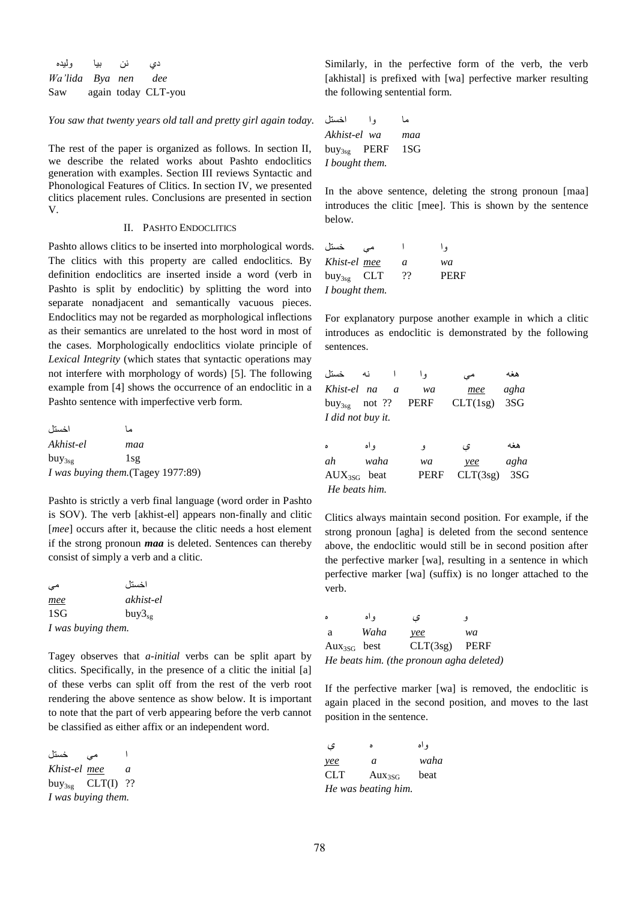| ولیده | بیا | نن | دي |
|---|---|---|---|
| *Wa'lida* | *Bya* | *nen* | *dee* |
| Saw | again | today | CLT-you |

*You saw that twenty years old tall and pretty girl again today.*

The rest of the paper is organized as follows. In section II, we describe the related works about Pashto endoclitics generation with examples. Section III reviews Syntactic and Phonological Features of Clitics. In section IV, we presented clitics placement rules. Conclusions are presented in section V.

## II. PASHTO ENDOCLITICS

Pashto allows clitics to be inserted into morphological words. The clitics with this property are called endoclitics. By definition endoclitics are inserted inside a word (verb in Pashto is split by endoclitic) by splitting the word into separate nonadjacent and semantically vacuous pieces. Endoclitics may not be regarded as morphological inflections as their semantics are unrelated to the host word in most of the cases. Morphologically endoclitics violate principle of *Lexical Integrity* (which states that syntactic operations may not interfere with morphology of words) [5]. The following example from [4] shows the occurrence of an endoclitic in a Pashto sentence with imperfective verb form.

| اخستل | ما |
|---|---|
| *Akhist-el* | *maa* |
| $buy_{3sg}$ | 1sg |

*I was buying them.*(Tagey 1977:89)

Pashto is strictly a verb final language (word order in Pashto is SOV). The verb [akhist-el] appears non-finally and clitic [*mee*] occurs after it, because the clitic needs a host element if the strong pronoun ***maa*** is deleted. Sentences can thereby consist of simply a verb and a clitic.

| مي | اخستل |
|---|---|
| *mee* | *akhist-el* |
| 1SG | $buy3_{sg}$ |

*I was buying them.*

Tagey observes that *a-initial* verbs can be split apart by clitics. Specifically, in the presence of a clitic the initial [a] of these verbs can split off from the rest of the verb root rendering the above sentence as show below. It is important to note that the part of verb appearing before the verb cannot be classified as either affix or an independent word.

| خستل | مي | ا |
|---|---|---|
| *Khist-el* | *mee* | *a* |
| $buy_{3sg}$ | CLT(I) | ?? |

*I was buying them.*

Similarly, in the perfective form of the verb, the verb [akhistal] is prefixed with [wa] perfective marker resulting the following sentential form.

| اخستل | وا | ما |
|---|---|---|
| *Akhist-el* | *wa* | *maa* |
| $buy_{3sg}$ | PERF | 1SG |

*I bought them.*

In the above sentence, deleting the strong pronoun [maa] introduces the clitic [mee]. This is shown by the sentence below.

| خستل | مي | ا | وا |
|---|---|---|---|
| *Khist-el* | *mee* | *a* | *wa* |
| $buy_{3sg}$ | CLT | ?? | PERF |

*I bought them.*

For explanatory purpose another example in which a clitic introduces as endoclitic is demonstrated by the following sentences.

| خستل | نه | ا | وا | مي | هغه |
|---|---|---|---|---|---|
| *Khist-el* | *na* | *a* | *wa* | *mee* | *agha* |
| $buy_{3sg}$ | not | ?? | PERF | CLT(1sg) | 3SG |

*I did not buy it.*

| ه | واه | و | ی | هغه |
|---|---|---|---|---|
| *ah* | *waha* | *wa* | *yee* | *agha* |
| $AUX_{3SG}$ | beat | PERF | CLT(3sg) | 3SG |

*He beats him.*

Clitics always maintain second position. For example, if the strong pronoun [agha] is deleted from the second sentence above, the endoclitic would still be in second position after the perfective marker [wa], resulting in a sentence in which perfective marker [wa] (suffix) is no longer attached to the verb.

| ه | واه | ي | و |
|---|---|---|---|
| a | *Waha* | *yee* | *wa* |
| $Aux_{3SG}$ | best | CLT(3sg) | PERF |

*He beats him. (the pronoun agha deleted)*

If the perfective marker [wa] is removed, the endoclitic is again placed in the second position, and moves to the last position in the sentence.

| ي | ه | واه |
|---|---|---|
| *yee* | *a* | *waha* |
| CLT | $Aux_{3SG}$ | beat |

*He was beating him.*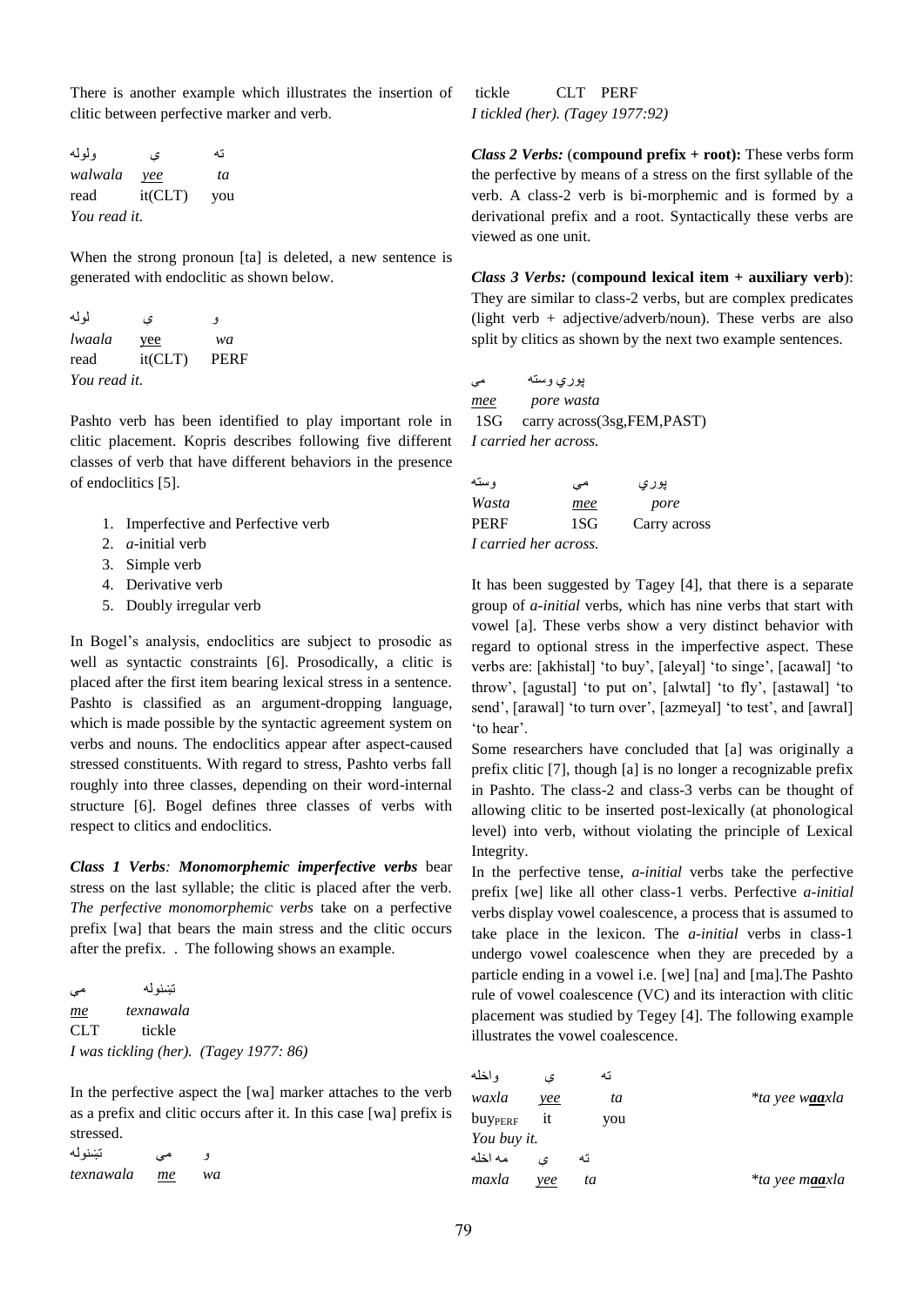There is another example which illustrates the insertion of clitic between perfective marker and verb.

| ولوله | ی | ته |
|---|---|---|
| *walwala* | *yee* | *ta* |
| read | it(CLT) | you |

*You read it.*

When the strong pronoun [ta] is deleted, a new sentence is generated with endoclitic as shown below.

| لوله | ی | و |
|---|---|---|
| *lwaala* | yee | *wa* |
| read | it(CLT) | PERF |

*You read it.*

Pashto verb has been identified to play important role in clitic placement. Kopris describes following five different classes of verb that have different behaviors in the presence of endoclitics [5].

1. Imperfective and Perfective verb
2. *a*-initial verb
3. Simple verb
4. Derivative verb
5. Doubly irregular verb

In Bogel's analysis, endoclitics are subject to prosodic as well as syntactic constraints [6]. Prosodically, a clitic is placed after the first item bearing lexical stress in a sentence. Pashto is classified as an argument-dropping language, which is made possible by the syntactic agreement system on verbs and nouns. The endoclitics appear after aspect-caused stressed constituents. With regard to stress, Pashto verbs fall roughly into three classes, depending on their word-internal structure [6]. Bogel defines three classes of verbs with respect to clitics and endoclitics.

***Class 1 Verbs**: Monomorphemic imperfective verbs* bear stress on the last syllable; the clitic is placed after the verb. *The perfective monomorphemic verbs* take on a perfective prefix [wa] that bears the main stress and the clitic occurs after the prefix. . The following shows an example.

| مې | تښنوله |
|---|---|
| *me* | *texnawala* |
| CLT | tickle |

*I was tickling (her). (Tagey 1977: 86)*

In the perfective aspect the [wa] marker attaches to the verb as a prefix and clitic occurs after it. In this case [wa] prefix is stressed.

| تښنوله | مې | و |
|---|---|---|
| *texnawala* | *me* | *wa* |
| tickle | CLT | PERF |

*I tickled (her). (Tagey 1977:92)*

***Class 2 Verbs:*** (**compound prefix + root):** These verbs form the perfective by means of a stress on the first syllable of the verb. A class-2 verb is bi-morphemic and is formed by a derivational prefix and a root. Syntactically these verbs are viewed as one unit.

***Class 3 Verbs:*** (**compound lexical item + auxiliary verb**): They are similar to class-2 verbs, but are complex predicates (light verb + adjective/adverb/noun). These verbs are also split by clitics as shown by the next two example sentences.

| مې | پوري وسته |
|---|---|
| *mee* | *pore wasta* |
| 1SG | carry across(3sg,FEM,PAST) |

*I carried her across.*

| وسته | مې | پوري |
|---|---|---|
| *Wasta* | *mee* | *pore* |
| PERF | 1SG | Carry across |

*I carried her across.*

It has been suggested by Tagey [4], that there is a separate group of *a-initial* verbs, which has nine verbs that start with vowel [a]. These verbs show a very distinct behavior with regard to optional stress in the imperfective aspect. These verbs are: [akhistal] 'to buy', [aleyal] 'to singe', [acawal] 'to throw', [agustal] 'to put on', [alwtal] 'to fly', [astawal] 'to send', [arawal] 'to turn over', [azmeyal] 'to test', and [awral] 'to hear'.

Some researchers have concluded that [a] was originally a prefix clitic [7], though [a] is no longer a recognizable prefix in Pashto. The class-2 and class-3 verbs can be thought of allowing clitic to be inserted post-lexically (at phonological level) into verb, without violating the principle of Lexical Integrity.

In the perfective tense, *a-initial* verbs take the perfective prefix [we] like all other class-1 verbs. Perfective *a-initial* verbs display vowel coalescence, a process that is assumed to take place in the lexicon. The *a-initial* verbs in class-1 undergo vowel coalescence when they are preceded by a particle ending in a vowel i.e. [we] [na] and [ma].The Pashto rule of vowel coalescence (VC) and its interaction with clitic placement was studied by Tegey [4]. The following example illustrates the vowel coalescence.

| واخله | ی | ته | |
|---|---|---|---|
| *waxla* | *yee* | *ta* | *\*ta yee w**aa**xla* |
| buy$_{PERF}$ | it | you | |

*You buy it.*

| مه اخله | ی | ته | |
|---|---|---|---|
| *maxla* | *yee* | *ta* | *\*ta yee m**aa**xla* |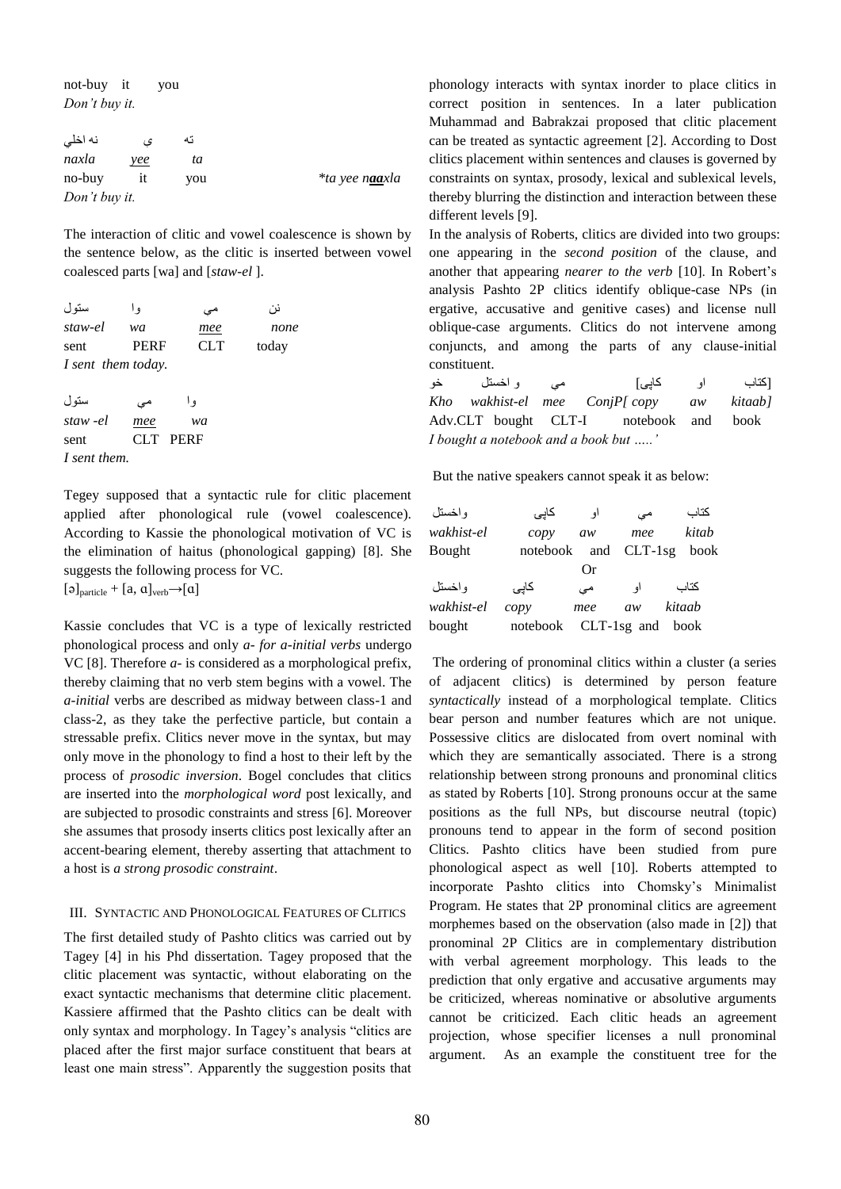not-buy it you
*Don't buy it.*

| نه اخلي | ي | ته | |
|---|---|---|---|
| *naxla* | *yee* | *ta* | |
| no-buy | it | you | **ta yee n**aa**xla* |

*Don't buy it.*

The interaction of clitic and vowel coalescence is shown by the sentence below, as the clitic is inserted between vowel coalesced parts [wa] and [*staw-el* ].

| ستول | وا | مې | نن |
|---|---|---|---|
| *staw-el* | *wa* | *mee* | *none* |
| sent | PERF | CLT | today |

*I sent them today.*

| ستول | مې | وا |
|---|---|---|
| *staw -el* | *mee* | *wa* |
| sent | CLT | PERF |

*I sent them.*

Tegey supposed that a syntactic rule for clitic placement applied after phonological rule (vowel coalescence). According to Kassie the phonological motivation of VC is the elimination of haitus (phonological gapping) [8]. She suggests the following process for VC.

$[ə]_{particle} + [a, ɑ]_{verb} \rightarrow [ɑ]$

Kassie concludes that VC is a type of lexically restricted phonological process and only *a- for a-initial verbs* undergo VC [8]. Therefore *a-* is considered as a morphological prefix, thereby claiming that no verb stem begins with a vowel. The *a-initial* verbs are described as midway between class-1 and class-2, as they take the perfective particle, but contain a stressable prefix. Clitics never move in the syntax, but may only move in the phonology to find a host to their left by the process of *prosodic inversion*. Bogel concludes that clitics are inserted into the *morphological word* post lexically, and are subjected to prosodic constraints and stress [6]. Moreover she assumes that prosody inserts clitics post lexically after an accent-bearing element, thereby asserting that attachment to a host is *a strong prosodic constraint*.

## III. Syntactic and Phonological Features of Clitics

The first detailed study of Pashto clitics was carried out by Tagey [4] in his Phd dissertation. Tagey proposed that the clitic placement was syntactic, without elaborating on the exact syntactic mechanisms that determine clitic placement. Kassiere affirmed that the Pashto clitics can be dealt with only syntax and morphology. In Tagey's analysis "clitics are placed after the first major surface constituent that bears at least one main stress". Apparently the suggestion posits that phonology interacts with syntax inorder to place clitics in correct position in sentences. In a later publication Muhammad and Babrakzai proposed that clitic placement can be treated as syntactic agreement [2]. According to Dost clitics placement within sentences and clauses is governed by constraints on syntax, prosody, lexical and sublexical levels, thereby blurring the distinction and interaction between these different levels [9].

In the analysis of Roberts, clitics are divided into two groups: one appearing in the *second position* of the clause, and another that appearing *nearer to the verb* [10]. In Robert's analysis Pashto 2P clitics identify oblique-case NPs (in ergative, accusative and genitive cases) and license null oblique-case arguments. Clitics do not intervene among conjuncts, and among the parts of any clause-initial constituent.

| خو | و اخستل | مې | [کاپی | او | کتاب] |
|---|---|---|---|---|---|
| *Kho* | *wakhist-el* | *mee* | *ConjP[ copy* | *aw* | *kitaab]* |
| Adv.CLT | bought | CLT-I | notebook | and | book |

*I bought a notebook and a book but …..'*

But the native speakers cannot speak it as below:

| واخستل | کاپی | او | مې | کتاب |
|---|---|---|---|---|
| *wakhist-el* | *copy* | *aw* | *mee* | *kitab* |
| Bought | notebook | and | CLT-1sg | book |

Or

| واخستل | کاپی | مې | او | کتاب |
|---|---|---|---|---|
| *wakhist-el* | *copy* | *mee* | *aw* | *kitaab* |
| bought | notebook | CLT-1sg | and | book |

The ordering of pronominal clitics within a cluster (a series of adjacent clitics) is determined by person feature *syntactically* instead of a morphological template. Clitics bear person and number features which are not unique. Possessive clitics are dislocated from overt nominal with which they are semantically associated. There is a strong relationship between strong pronouns and pronominal clitics as stated by Roberts [10]. Strong pronouns occur at the same positions as the full NPs, but discourse neutral (topic) pronouns tend to appear in the form of second position Clitics. Pashto clitics have been studied from pure phonological aspect as well [10]. Roberts attempted to incorporate Pashto clitics into Chomsky's Minimalist Program. He states that 2P pronominal clitics are agreement morphemes based on the observation (also made in [2]) that pronominal 2P Clitics are in complementary distribution with verbal agreement morphology. This leads to the prediction that only ergative and accusative arguments may be criticized, whereas nominative or absolutive arguments cannot be criticized. Each clitic heads an agreement projection, whose specifier licenses a null pronominal argument. As an example the constituent tree for the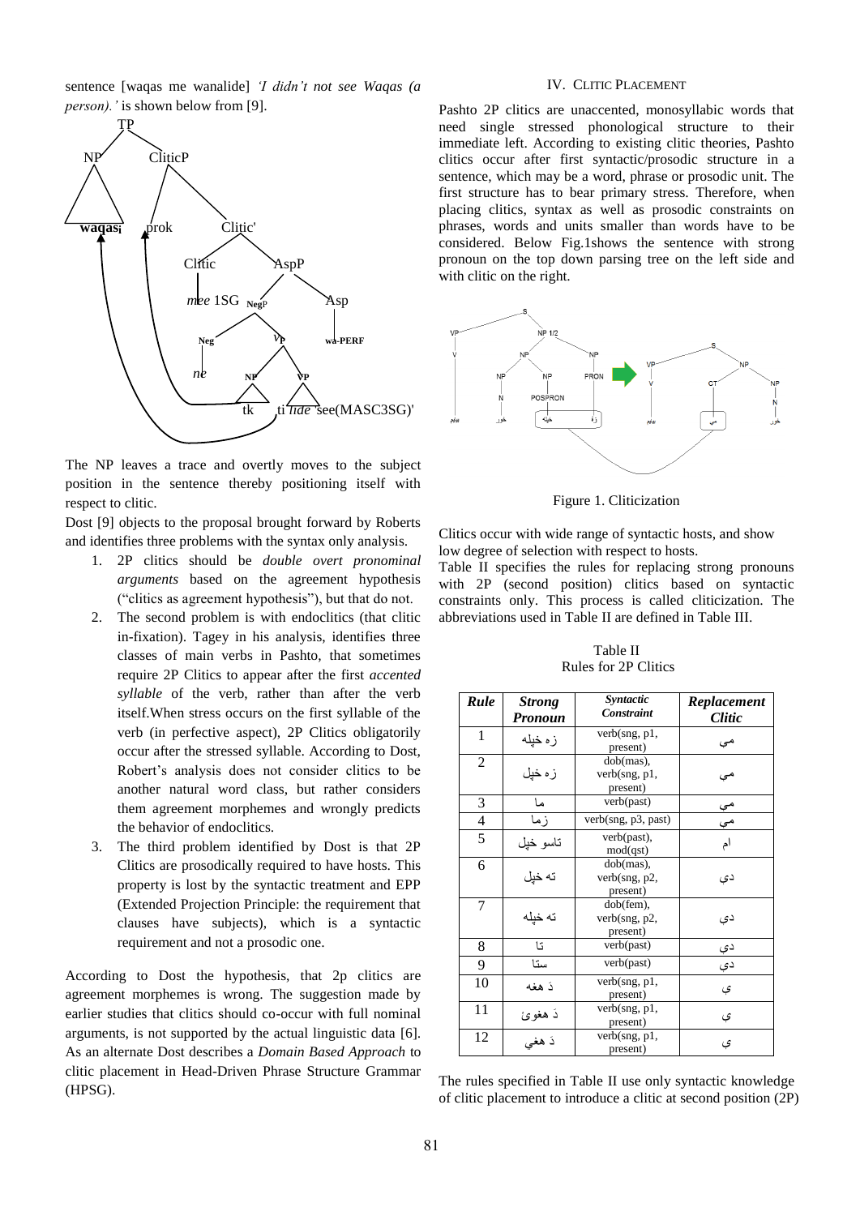sentence [waqas me wanalide] *'I didn't not see Waqas (a person).'* is shown below from [9].

The NP leaves a trace and overtly moves to the subject position in the sentence thereby positioning itself with respect to clitic.

Dost [9] objects to the proposal brought forward by Roberts and identifies three problems with the syntax only analysis.

1. 2P clitics should be *double overt pronominal arguments* based on the agreement hypothesis ("clitics as agreement hypothesis"), but that do not.
2. The second problem is with endoclitics (that clitic in-fixation). Tagey in his analysis, identifies three classes of main verbs in Pashto, that sometimes require 2P Clitics to appear after the first *accented syllable* of the verb, rather than after the verb itself.When stress occurs on the first syllable of the verb (in perfective aspect), 2P Clitics obligatorily occur after the stressed syllable. According to Dost, Robert's analysis does not consider clitics to be another natural word class, but rather considers them agreement morphemes and wrongly predicts the behavior of endoclitics.
3. The third problem identified by Dost is that 2P Clitics are prosodically required to have hosts. This property is lost by the syntactic treatment and EPP (Extended Projection Principle: the requirement that clauses have subjects), which is a syntactic requirement and not a prosodic one.

According to Dost the hypothesis, that 2p clitics are agreement morphemes is wrong. The suggestion made by earlier studies that clitics should co-occur with full nominal arguments, is not supported by the actual linguistic data [6]. As an alternate Dost describes a *Domain Based Approach* to clitic placement in Head-Driven Phrase Structure Grammar (HPSG).

## IV. Clitic Placement

Pashto 2P clitics are unaccented, monosyllabic words that need single stressed phonological structure to their immediate left. According to existing clitic theories, Pashto clitics occur after first syntactic/prosodic structure in a sentence, which may be a word, phrase or prosodic unit. The first structure has to bear primary stress. Therefore, when placing clitics, syntax as well as prosodic constraints on phrases, words and units smaller than words have to be considered. Below Fig.1shows the sentence with strong pronoun on the top down parsing tree on the left side and with clitic on the right.

Figure 1. Cliticization

Clitics occur with wide range of syntactic hosts, and show low degree of selection with respect to hosts.

Table II specifies the rules for replacing strong pronouns with 2P (second position) clitics based on syntactic constraints only. This process is called cliticization. The abbreviations used in Table II are defined in Table III.

Table II
Rules for 2P Clitics

| *Rule* | *Strong Pronoun* | *Syntactic Constraint* | *Replacement Clitic* |
|---|---|---|---|
| 1 | زه خپله | verb(sng, p1, present) | مې |
| 2 | زه خپل | dob(mas), verb(sng, p1, present) | مې |
| 3 | ما | verb(past) | مې |
| 4 | زما | verb(sng, p3, past) | مې |
| 5 | تاسو خپل | verb(past), mod(qst) | ام |
| 6 | ته خپل | dob(mas), verb(sng, p2, present) | دې |
| 7 | ته خپله | dob(fem), verb(sng, p2, present) | دې |
| 8 | تا | verb(past) | دې |
| 9 | ستا | verb(past) | دې |
| 10 | دَ هغه | verb(sng, p1, present) | ي |
| 11 | دَ هغوئ | verb(sng, p1, present) | ي |
| 12 | دَ هغې | verb(sng, p1, present) | ي |

The rules specified in Table II use only syntactic knowledge of clitic placement to introduce a clitic at second position (2P)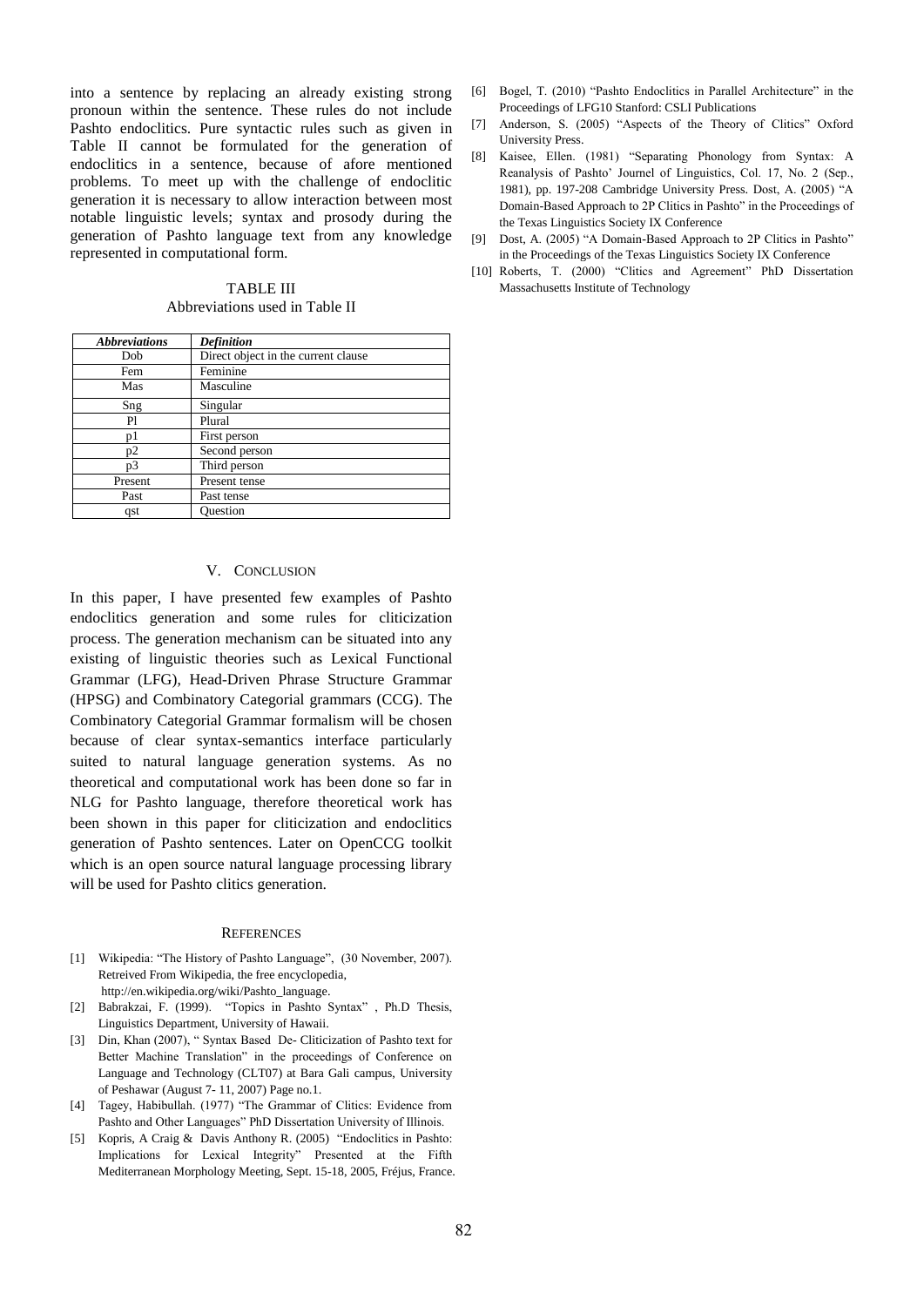into a sentence by replacing an already existing strong pronoun within the sentence. These rules do not include Pashto endoclitics. Pure syntactic rules such as given in Table II cannot be formulated for the generation of endoclitics in a sentence, because of afore mentioned problems. To meet up with the challenge of endoclitic generation it is necessary to allow interaction between most notable linguistic levels; syntax and prosody during the generation of Pashto language text from any knowledge represented in computational form.

TABLE III
Abbreviations used in Table II

| ***Abbreviations*** | ***Definition*** |
|---|---|
| Dob | Direct object in the current clause |
| Fem | Feminine |
| Mas | Masculine |
| Sng | Singular |
| Pl | Plural |
| p1 | First person |
| p2 | Second person |
| p3 | Third person |
| Present | Present tense |
| Past | Past tense |
| qst | Question |

## V. Conclusion

In this paper, I have presented few examples of Pashto endoclitics generation and some rules for cliticization process. The generation mechanism can be situated into any existing of linguistic theories such as Lexical Functional Grammar (LFG), Head-Driven Phrase Structure Grammar (HPSG) and Combinatory Categorial grammars (CCG). The Combinatory Categorial Grammar formalism will be chosen because of clear syntax-semantics interface particularly suited to natural language generation systems. As no theoretical and computational work has been done so far in NLG for Pashto language, therefore theoretical work has been shown in this paper for cliticization and endoclitics generation of Pashto sentences. Later on OpenCCG toolkit which is an open source natural language processing library will be used for Pashto clitics generation.

## References

[1] Wikipedia: "The History of Pashto Language", (30 November, 2007). Retreived From Wikipedia, the free encyclopedia, http://en.wikipedia.org/wiki/Pashto_language.

[2] Babrakzai, F. (1999). "Topics in Pashto Syntax" , Ph.D Thesis, Linguistics Department, University of Hawaii.

[3] Din, Khan (2007), " Syntax Based De- Cliticization of Pashto text for Better Machine Translation" in the proceedings of Conference on Language and Technology (CLT07) at Bara Gali campus, University of Peshawar (August 7- 11, 2007) Page no.1.

[4] Tagey, Habibullah. (1977) "The Grammar of Clitics: Evidence from Pashto and Other Languages" PhD Dissertation University of Illinois.

[5] Kopris, A Craig & Davis Anthony R. (2005) "Endoclitics in Pashto: Implications for Lexical Integrity" Presented at the Fifth Mediterranean Morphology Meeting, Sept. 15-18, 2005, Fréjus, France.

[6] Bogel, T. (2010) "Pashto Endoclitics in Parallel Architecture" in the Proceedings of LFG10 Stanford: CSLI Publications

[7] Anderson, S. (2005) "Aspects of the Theory of Clitics" Oxford University Press.

[8] Kaisee, Ellen. (1981) "Separating Phonology from Syntax: A Reanalysis of Pashto' Journel of Linguistics, Col. 17, No. 2 (Sep., 1981), pp. 197-208 Cambridge University Press. Dost, A. (2005) "A Domain-Based Approach to 2P Clitics in Pashto" in the Proceedings of the Texas Linguistics Society IX Conference

[9] Dost, A. (2005) "A Domain-Based Approach to 2P Clitics in Pashto" in the Proceedings of the Texas Linguistics Society IX Conference

[10] Roberts, T. (2000) "Clitics and Agreement" PhD Dissertation Massachusetts Institute of Technology